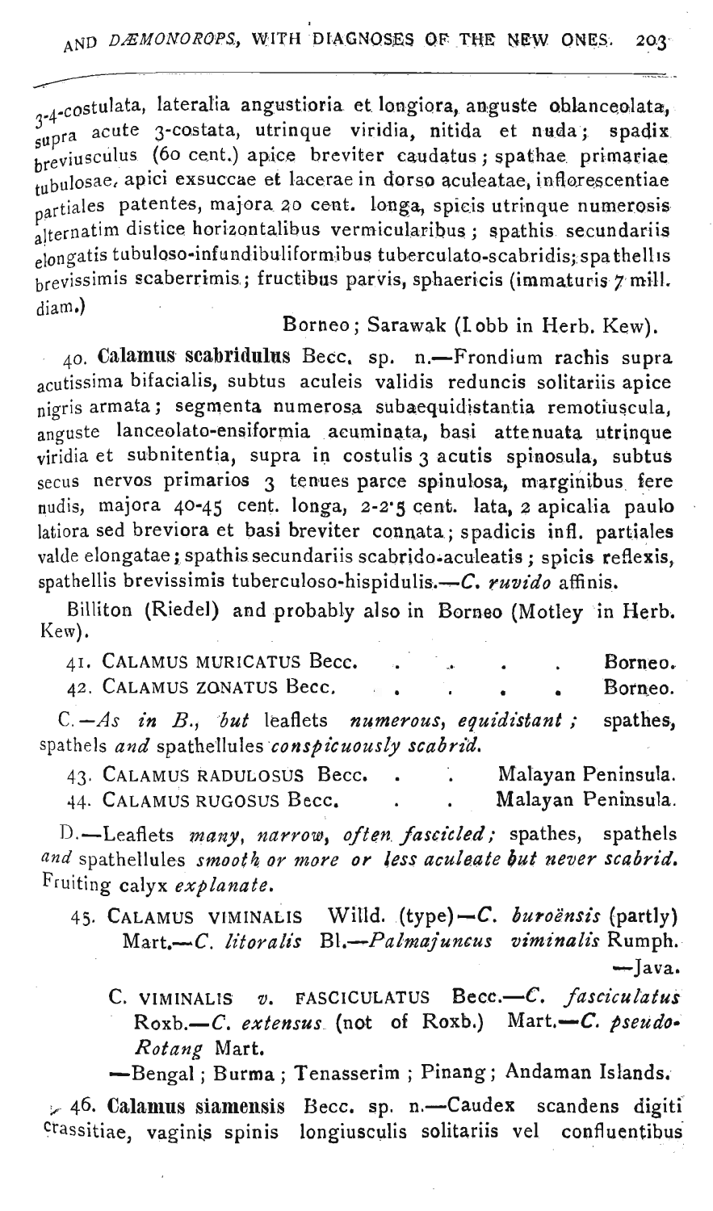3-4-costulata, lateralia angustioria et longiora, anguste oblanceolata, supra acute 3-costata, utrinque viridia, nitida et nuda; spadix breviusculus (60 cent.) apice breviter caudatus; spathae primariae tubulosae, apici exsuccae et lacerae in dorso aculeatae, inflorescentiae partiales patentes, majora 20 cent. longa, spicis utrinque numerosis alternatim distice horizontalibus vermicularibus; spathis secundariis elongatis tubuloso-infundibuliformibus tuberculato-scabridis; spathellis brevissimis scaberrimis; fructibus parvis, sphaericis (immaturis 7 mill. diam.)

Borneo; Sarawak (Lobb in Herb. Kew).

40. **Calamus scabridulus** Becc. sp. n.—Frondium rachis supra acutissima bifacialis, subtus aculeis validis reduncis solitariis apice nigris armata; segmenta numerosa subaequidistantia remotiuscula, anguste lanceolato-ensiformia acuminata, basi attenuata utrinque viridia et subnitentia, supra in costulis 3 acutis spinosula, subtus secus nervos primarios 3 tenues parce spinulosa, marginibus fere nudis, majora 40-45 cent. longa, 2-2·5 cent. lata, 2 apicalia paulo latiora sed breviora et basi breviter connata; spadicis infl. partiales valde elongatae; spathis secundariis scabrido-aculeatis; spicis reflexis, spathellis brevissimis tuberculoso-hispidulis.—*C. ruvido* affinis.

Billiton (Riedel) and probably also in Borneo (Motley in Herb. Kew).

41. CALAMUS MURICATUS Becc. . . . . . Borneo.

42. CALAMUS ZONATUS Becc. . . . . . Borneo.

C.—*As in B., but* leaflets *numerous, equidistant;* spathes, spathels *and* spathellules *conspicuously scabrid.*

43. CALAMUS RADULOSUS Becc. . . Malayan Peninsula.

44. CALAMUS RUGOSUS Becc. . . Malayan Peninsula.

D.—Leaflets *many, narrow, often fascicled;* spathes, spathels *and* spathellules *smooth or more or less aculeate but never scabrid.* Fruiting calyx *explanate.*

45. CALAMUS VIMINALIS Willd. (type)—*C. buroënsis* (partly) Mart.—*C. litoralis* Bl.—*Palmajuncus viminalis* Rumph. —Java.

C. VIMINALIS *v.* FASCICULATUS Becc.—*C. fasciculatus* Roxb.—*C. extensus* (not of Roxb.) Mart.—*C. pseudo-Rotang* Mart.

—Bengal; Burma; Tenasserim; Pinang; Andaman Islands.

46. **Calamus siamensis** Becc. sp. n.—Caudex scandens digiti crassitiae, vaginis spinis longiusculis solitariis vel confluentibus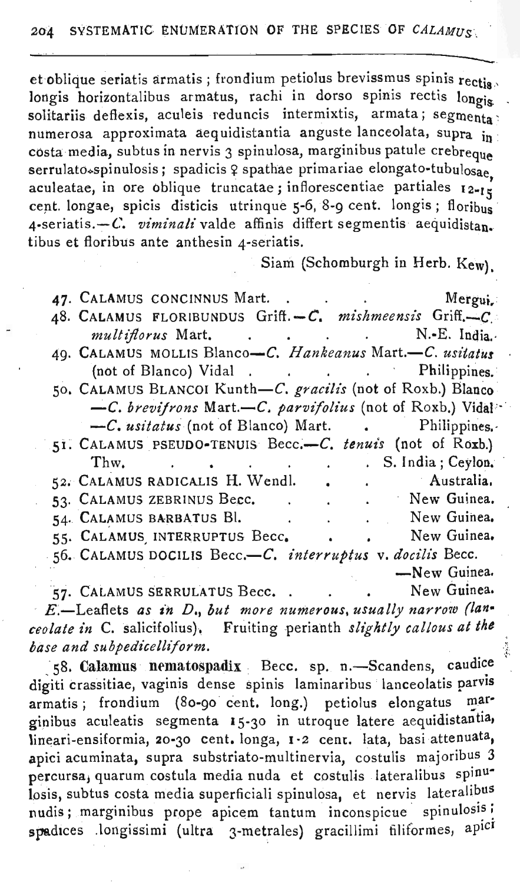et oblique seriatis armatis; frondium petiolus brevissmus spinis rectis longis horizontalibus armatus, rachi in dorso spinis rectis longis solitariis deflexis, aculeis reduncis intermixtis, armata; segmenta numerosa approximata aequidistantia anguste lanceolata, supra in costa media, subtus in nervis 3 spinulosa, marginibus patule crebreque serrulato-spinulosis; spadicis ♀ spathae primariae elongato-tubulosae, aculeatae, in ore oblique truncatae; inflorescentiae partiales 12-15 cent. longae, spicis disticis utrinque 5-6, 8-9 cent. longis; floribus 4-seriatis.—*C. viminali* valde affinis differt segmentis aequidistantibus et floribus ante anthesin 4-seriatis.

Siam (Schomburgh in Herb. Kew).

47. CALAMUS CONCINNUS Mart. . . . . Mergui.
48. CALAMUS FLORIBUNDUS Griff.—*C. mishmeensis* Griff.—*C. multiflorus* Mart. . . . . N.-E. India.
49. CALAMUS MOLLIS Blanco—*C. Hankeanus* Mart.—*C. usitatus* (not of Blanco) Vidal . . . . Philippines.
50. CALAMUS BLANCOI Kunth—*C. gracilis* (not of Roxb.) Blanco —*C. brevifrons* Mart.—*C. parvifolius* (not of Roxb.) Vidal —*C. usitatus* (not of Blanco) Mart. . Philippines.
51. CALAMUS PSEUDO-TENUIS Becc.—*C. tenuis* (not of Roxb.) Thw. . . . . . . S. India; Ceylon.
52. CALAMUS RADICALIS H. Wendl. . . Australia.
53. CALAMUS ZEBRINUS Becc. . . . New Guinea.
54. CALAMUS BARBATUS Bl. . . . New Guinea.
55. CALAMUS INTERRUPTUS Becc. . . New Guinea.
56. CALAMUS DOCILIS Becc.—*C. interruptus* v. *docilis* Becc. —New Guinea.
57. CALAMUS SERRULATUS Becc. . . . New Guinea.

*E.*—Leaflets *as in D., but more numerous, usually narrow (lanceolate in* C. salicifolius). Fruiting perianth *slightly callous at the base and subpedicelliform.*

58. **Calamus nematospadix** Becc. sp. n.—Scandens, caudice digiti crassitiae, vaginis dense spinis laminaribus lanceolatis parvis armatis; frondium (80-90 cent. long.) petiolus elongatus marginibus aculeatis segmenta 15-30 in utroque latere aequidistantia, lineari-ensiformia, 20-30 cent. longa, 1·2 cent. lata, basi attenuata, apici acuminata, supra substriato-multinervia, costulis majoribus 3 percursa, quarum costula media nuda et costulis lateralibus spinulosis, subtus costa media superficiali spinulosa, et nervis lateralibus nudis; marginibus prope apicem tantum inconspicue spinulosis; spadices longissimi (ultra 3-metrales) gracillimi filiformes, apici